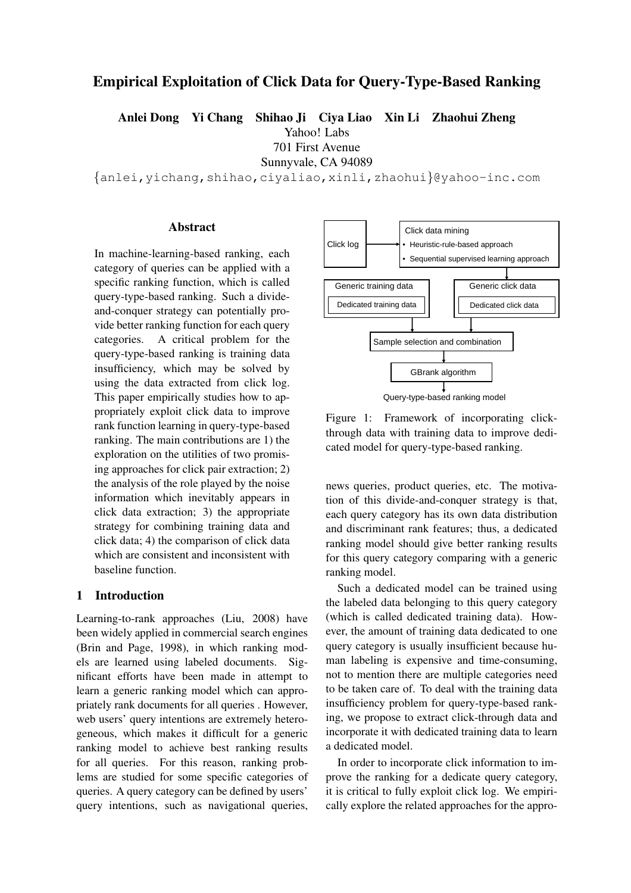# Empirical Exploitation of Click Data for Query-Type-Based Ranking

**Anlei Dong Yi Chang Shihao Ji Ciya Liao Xin Li Zhaohui Zheng**

Yahoo! Labs
701 First Avenue
Sunnyvale, CA 94089
{anlei,yichang,shihao,ciyaliao,xinli,zhaohui}@yahoo-inc.com

## Abstract

In machine-learning-based ranking, each category of queries can be applied with a specific ranking function, which is called query-type-based ranking. Such a divide-and-conquer strategy can potentially provide better ranking function for each query categories. A critical problem for the query-type-based ranking is training data insufficiency, which may be solved by using the data extracted from click log. This paper empirically studies how to appropriately exploit click data to improve rank function learning in query-type-based ranking. The main contributions are 1) the exploration on the utilities of two promising approaches for click pair extraction; 2) the analysis of the role played by the noise information which inevitably appears in click data extraction; 3) the appropriate strategy for combining training data and click data; 4) the comparison of click data which are consistent and inconsistent with baseline function.

## 1 Introduction

Learning-to-rank approaches (Liu, 2008) have been widely applied in commercial search engines (Brin and Page, 1998), in which ranking models are learned using labeled documents. Significant efforts have been made in attempt to learn a generic ranking model which can appropriately rank documents for all queries . However, web users' query intentions are extremely heterogeneous, which makes it difficult for a generic ranking model to achieve best ranking results for all queries. For this reason, ranking problems are studied for some specific categories of queries. A query category can be defined by users' query intentions, such as navigational queries, news queries, product queries, etc. The motivation of this divide-and-conquer strategy is that, each query category has its own data distribution and discriminant rank features; thus, a dedicated ranking model should give better ranking results for this query category comparing with a generic ranking model.

Figure 1: Framework of incorporating click-through data with training data to improve dedicated model for query-type-based ranking.

Such a dedicated model can be trained using the labeled data belonging to this query category (which is called dedicated training data). However, the amount of training data dedicated to one query category is usually insufficient because human labeling is expensive and time-consuming, not to mention there are multiple categories need to be taken care of. To deal with the training data insufficiency problem for query-type-based ranking, we propose to extract click-through data and incorporate it with dedicated training data to learn a dedicated model.

In order to incorporate click information to improve the ranking for a dedicate query category, it is critical to fully exploit click log. We empirically explore the related approaches for the appro-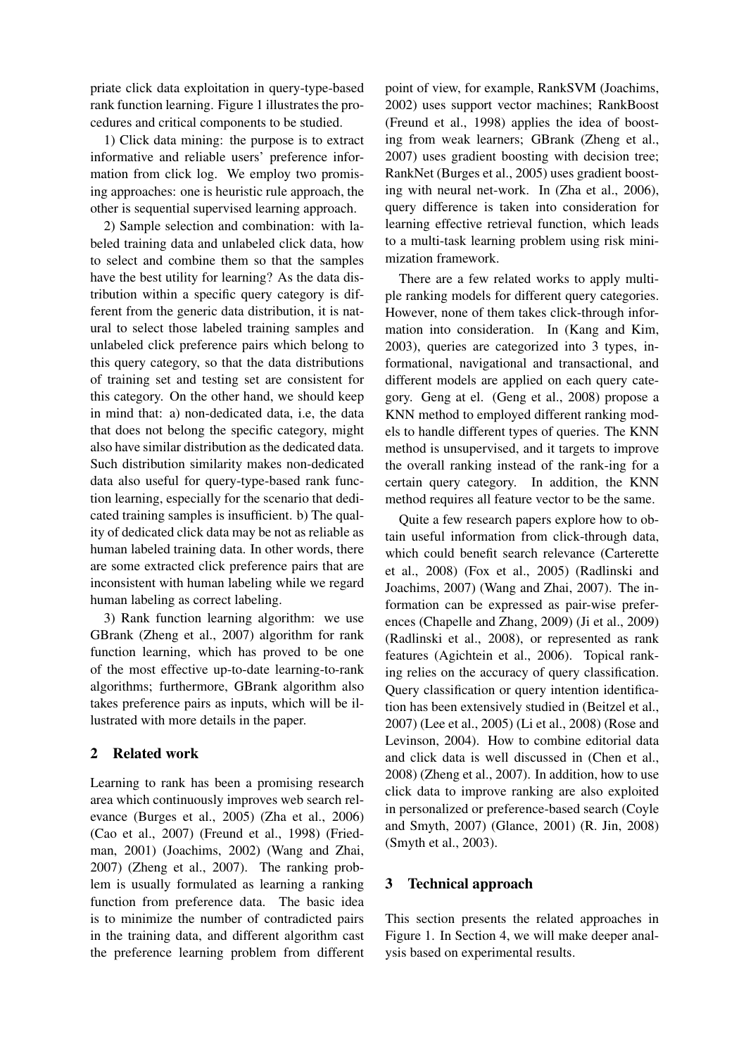priate click data exploitation in query-type-based rank function learning. Figure 1 illustrates the procedures and critical components to be studied.

1) Click data mining: the purpose is to extract informative and reliable users' preference information from click log. We employ two promising approaches: one is heuristic rule approach, the other is sequential supervised learning approach.

2) Sample selection and combination: with labeled training data and unlabeled click data, how to select and combine them so that the samples have the best utility for learning? As the data distribution within a specific query category is different from the generic data distribution, it is natural to select those labeled training samples and unlabeled click preference pairs which belong to this query category, so that the data distributions of training set and testing set are consistent for this category. On the other hand, we should keep in mind that: a) non-dedicated data, i.e, the data that does not belong the specific category, might also have similar distribution as the dedicated data. Such distribution similarity makes non-dedicated data also useful for query-type-based rank function learning, especially for the scenario that dedicated training samples is insufficient. b) The quality of dedicated click data may be not as reliable as human labeled training data. In other words, there are some extracted click preference pairs that are inconsistent with human labeling while we regard human labeling as correct labeling.

3) Rank function learning algorithm: we use GBrank (Zheng et al., 2007) algorithm for rank function learning, which has proved to be one of the most effective up-to-date learning-to-rank algorithms; furthermore, GBrank algorithm also takes preference pairs as inputs, which will be illustrated with more details in the paper.

## 2 Related work

Learning to rank has been a promising research area which continuously improves web search relevance (Burges et al., 2005) (Zha et al., 2006) (Cao et al., 2007) (Freund et al., 1998) (Friedman, 2001) (Joachims, 2002) (Wang and Zhai, 2007) (Zheng et al., 2007). The ranking problem is usually formulated as learning a ranking function from preference data. The basic idea is to minimize the number of contradicted pairs in the training data, and different algorithm cast the preference learning problem from different point of view, for example, RankSVM (Joachims, 2002) uses support vector machines; RankBoost (Freund et al., 1998) applies the idea of boosting from weak learners; GBrank (Zheng et al., 2007) uses gradient boosting with decision tree; RankNet (Burges et al., 2005) uses gradient boosting with neural net-work. In (Zha et al., 2006), query difference is taken into consideration for learning effective retrieval function, which leads to a multi-task learning problem using risk minimization framework.

There are a few related works to apply multiple ranking models for different query categories. However, none of them takes click-through information into consideration. In (Kang and Kim, 2003), queries are categorized into 3 types, informational, navigational and transactional, and different models are applied on each query category. Geng at el. (Geng et al., 2008) propose a KNN method to employed different ranking models to handle different types of queries. The KNN method is unsupervised, and it targets to improve the overall ranking instead of the rank-ing for a certain query category. In addition, the KNN method requires all feature vector to be the same.

Quite a few research papers explore how to obtain useful information from click-through data, which could benefit search relevance (Carterette et al., 2008) (Fox et al., 2005) (Radlinski and Joachims, 2007) (Wang and Zhai, 2007). The information can be expressed as pair-wise preferences (Chapelle and Zhang, 2009) (Ji et al., 2009) (Radlinski et al., 2008), or represented as rank features (Agichtein et al., 2006). Topical ranking relies on the accuracy of query classification. Query classification or query intention identification has been extensively studied in (Beitzel et al., 2007) (Lee et al., 2005) (Li et al., 2008) (Rose and Levinson, 2004). How to combine editorial data and click data is well discussed in (Chen et al., 2008) (Zheng et al., 2007). In addition, how to use click data to improve ranking are also exploited in personalized or preference-based search (Coyle and Smyth, 2007) (Glance, 2001) (R. Jin, 2008) (Smyth et al., 2003).

## 3 Technical approach

This section presents the related approaches in Figure 1. In Section 4, we will make deeper analysis based on experimental results.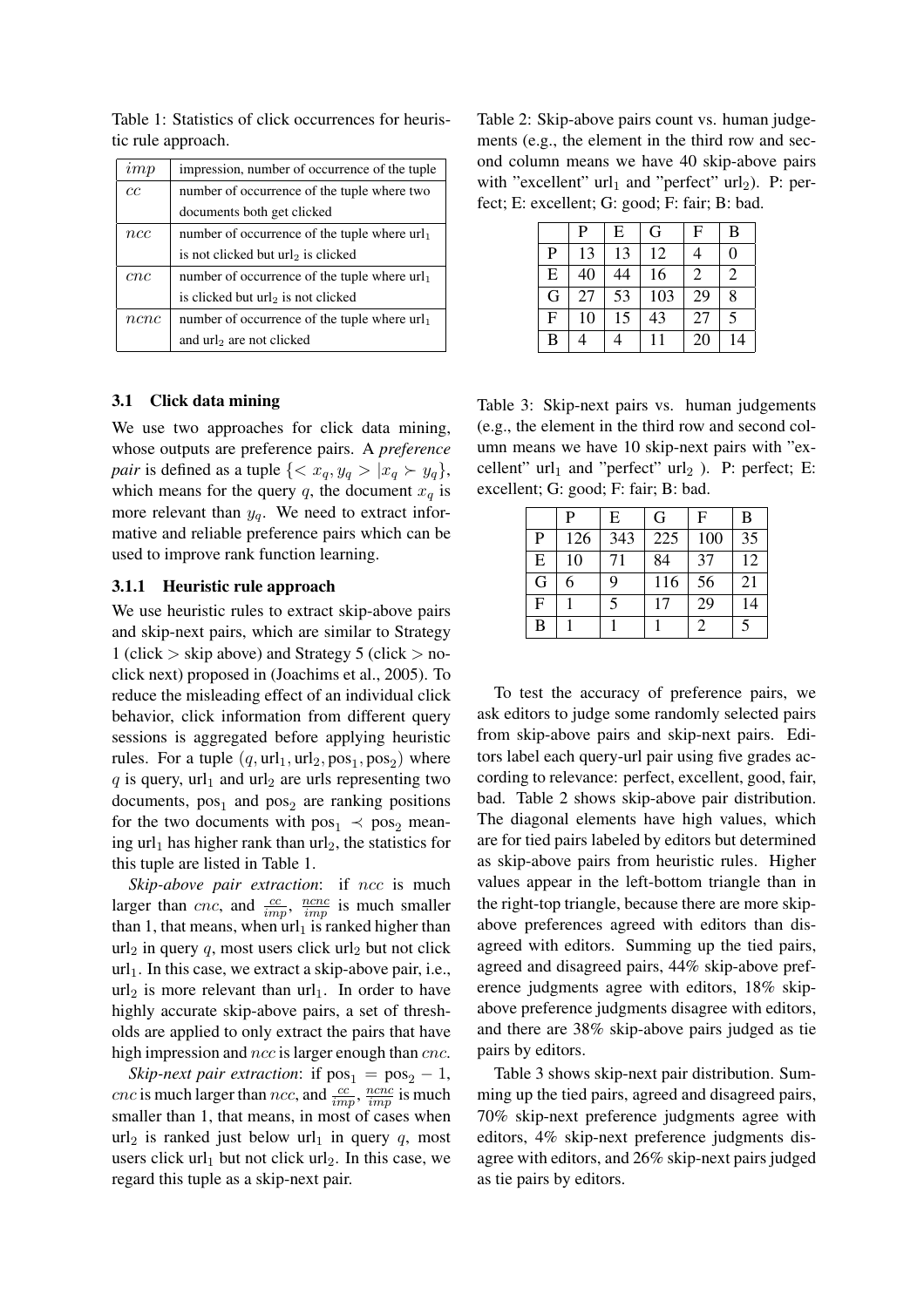Table 1: Statistics of click occurrences for heuristic rule approach.

| | |
|---|---|
| $imp$ | impression, number of occurrence of the tuple |
| $cc$ | number of occurrence of the tuple where two documents both get clicked |
| $ncc$ | number of occurrence of the tuple where $\text{url}_1$ is not clicked but $\text{url}_2$ is clicked |
| $cnc$ | number of occurrence of the tuple where $\text{url}_1$ is clicked but $\text{url}_2$ is not clicked |
| $ncnc$ | number of occurrence of the tuple where $\text{url}_1$ and $\text{url}_2$ are not clicked |

### 3.1 Click data mining

We use two approaches for click data mining, whose outputs are preference pairs. A *preference pair* is defined as a tuple $\{< x_q, y_q > | x_q \succ y_q\}$, which means for the query $q$, the document $x_q$ is more relevant than $y_q$. We need to extract informative and reliable preference pairs which can be used to improve rank function learning.

#### 3.1.1 Heuristic rule approach

We use heuristic rules to extract skip-above pairs and skip-next pairs, which are similar to Strategy 1 (click > skip above) and Strategy 5 (click > no-click next) proposed in (Joachims et al., 2005). To reduce the misleading effect of an individual click behavior, click information from different query sessions is aggregated before applying heuristic rules. For a tuple $(q, \text{url}_1, \text{url}_2, \text{pos}_1, \text{pos}_2)$ where $q$ is query, $\text{url}_1$ and $\text{url}_2$ are urls representing two documents, $\text{pos}_1$ and $\text{pos}_2$ are ranking positions for the two documents with $\text{pos}_1 \prec \text{pos}_2$ meaning $\text{url}_1$ has higher rank than $\text{url}_2$, the statistics for this tuple are listed in Table 1.

*Skip-above pair extraction*: if $ncc$ is much larger than $cnc$, and $\frac{cc}{imp}$, $\frac{ncnc}{imp}$ is much smaller than 1, that means, when $\text{url}_1$ is ranked higher than $\text{url}_2$ in query $q$, most users click $\text{url}_2$ but not click $\text{url}_1$. In this case, we extract a skip-above pair, i.e., $\text{url}_2$ is more relevant than $\text{url}_1$. In order to have highly accurate skip-above pairs, a set of thresholds are applied to only extract the pairs that have high impression and $ncc$ is larger enough than $cnc$.

*Skip-next pair extraction*: if $\text{pos}_1 = \text{pos}_2 - 1$, $cnc$ is much larger than $ncc$, and $\frac{cc}{imp}$, $\frac{ncnc}{imp}$ is much smaller than 1, that means, in most of cases when $\text{url}_2$ is ranked just below $\text{url}_1$ in query $q$, most users click $\text{url}_1$ but not click $\text{url}_2$. In this case, we regard this tuple as a skip-next pair.

Table 2: Skip-above pairs count vs. human judgements (e.g., the element in the third row and second column means we have 40 skip-above pairs with "excellent" $\text{url}_1$ and "perfect" $\text{url}_2$). P: perfect; E: excellent; G: good; F: fair; B: bad.

| | P | E | G | F | B |
|---|---|---|---|---|---|
| P | 13 | 13 | 12 | 4 | 0 |
| E | 40 | 44 | 16 | 2 | 2 |
| G | 27 | 53 | 103 | 29 | 8 |
| F | 10 | 15 | 43 | 27 | 5 |
| B | 4 | 4 | 11 | 20 | 14 |

Table 3: Skip-next pairs vs. human judgements (e.g., the element in the third row and second column means we have 10 skip-next pairs with "excellent" $\text{url}_1$ and "perfect" $\text{url}_2$ ). P: perfect; E: excellent; G: good; F: fair; B: bad.

| | P | E | G | F | B |
|---|---|---|---|---|---|
| P | 126 | 343 | 225 | 100 | 35 |
| E | 10 | 71 | 84 | 37 | 12 |
| G | 6 | 9 | 116 | 56 | 21 |
| F | 1 | 5 | 17 | 29 | 14 |
| B | 1 | 1 | 1 | 2 | 5 |

To test the accuracy of preference pairs, we ask editors to judge some randomly selected pairs from skip-above pairs and skip-next pairs. Editors label each query-url pair using five grades according to relevance: perfect, excellent, good, fair, bad. Table 2 shows skip-above pair distribution. The diagonal elements have high values, which are for tied pairs labeled by editors but determined as skip-above pairs from heuristic rules. Higher values appear in the left-bottom triangle than in the right-top triangle, because there are more skip-above preferences agreed with editors than disagreed with editors. Summing up the tied pairs, agreed and disagreed pairs, 44% skip-above preference judgments agree with editors, 18% skip-above preference judgments disagree with editors, and there are 38% skip-above pairs judged as tie pairs by editors.

Table 3 shows skip-next pair distribution. Summing up the tied pairs, agreed and disagreed pairs, 70% skip-next preference judgments agree with editors, 4% skip-next preference judgments disagree with editors, and 26% skip-next pairs judged as tie pairs by editors.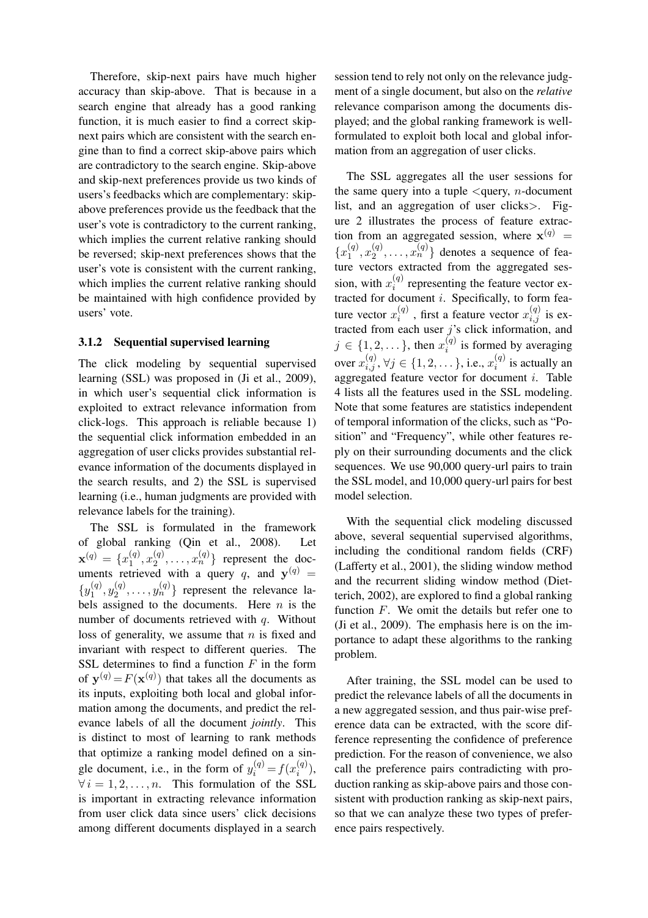Therefore, skip-next pairs have much higher accuracy than skip-above. That is because in a search engine that already has a good ranking function, it is much easier to find a correct skip-next pairs which are consistent with the search engine than to find a correct skip-above pairs which are contradictory to the search engine. Skip-above and skip-next preferences provide us two kinds of users's feedbacks which are complementary: skip-above preferences provide us the feedback that the user's vote is contradictory to the current ranking, which implies the current relative ranking should be reversed; skip-next preferences shows that the user's vote is consistent with the current ranking, which implies the current relative ranking should be maintained with high confidence provided by users' vote.

### 3.1.2 Sequential supervised learning

The click modeling by sequential supervised learning (SSL) was proposed in (Ji et al., 2009), in which user's sequential click information is exploited to extract relevance information from click-logs. This approach is reliable because 1) the sequential click information embedded in an aggregation of user clicks provides substantial relevance information of the documents displayed in the search results, and 2) the SSL is supervised learning (i.e., human judgments are provided with relevance labels for the training).

The SSL is formulated in the framework of global ranking (Qin et al., 2008). Let $\mathbf{x}^{(q)} = \{x_1^{(q)}, x_2^{(q)}, \ldots, x_n^{(q)}\}$ represent the documents retrieved with a query $q$, and $\mathbf{y}^{(q)} = \{y_1^{(q)}, y_2^{(q)}, \ldots, y_n^{(q)}\}$ represent the relevance labels assigned to the documents. Here $n$ is the number of documents retrieved with $q$. Without loss of generality, we assume that $n$ is fixed and invariant with respect to different queries. The SSL determines to find a function $F$ in the form of $\mathbf{y}^{(q)} = F(\mathbf{x}^{(q)})$ that takes all the documents as its inputs, exploiting both local and global information among the documents, and predict the relevance labels of all the document *jointly*. This is distinct to most of learning to rank methods that optimize a ranking model defined on a single document, i.e., in the form of $y_i^{(q)} = f(x_i^{(q)})$, $\forall\, i = 1, 2, \ldots, n$. This formulation of the SSL is important in extracting relevance information from user click data since users' click decisions among different documents displayed in a search session tend to rely not only on the relevance judgment of a single document, but also on the *relative* relevance comparison among the documents displayed; and the global ranking framework is well-formulated to exploit both local and global information from an aggregation of user clicks.

The SSL aggregates all the user sessions for the same query into a tuple <query, $n$-document list, and an aggregation of user clicks>. Figure 2 illustrates the process of feature extraction from an aggregated session, where $\mathbf{x}^{(q)} = \{x_1^{(q)}, x_2^{(q)}, \ldots, x_n^{(q)}\}$ denotes a sequence of feature vectors extracted from the aggregated session, with $x_i^{(q)}$ representing the feature vector extracted for document $i$. Specifically, to form feature vector $x_i^{(q)}$ , first a feature vector $x_{i,j}^{(q)}$ is extracted from each user $j$'s click information, and $j \in \{1, 2, \ldots\}$, then $x_i^{(q)}$ is formed by averaging over $x_{i,j}^{(q)}, \forall j \in \{1, 2, \ldots\}$, i.e., $x_i^{(q)}$ is actually an aggregated feature vector for document $i$. Table 4 lists all the features used in the SSL modeling. Note that some features are statistics independent of temporal information of the clicks, such as "Position" and "Frequency", while other features reply on their surrounding documents and the click sequences. We use 90,000 query-url pairs to train the SSL model, and 10,000 query-url pairs for best model selection.

With the sequential click modeling discussed above, several sequential supervised algorithms, including the conditional random fields (CRF) (Lafferty et al., 2001), the sliding window method and the recurrent sliding window method (Dietterich, 2002), are explored to find a global ranking function $F$. We omit the details but refer one to (Ji et al., 2009). The emphasis here is on the importance to adapt these algorithms to the ranking problem.

After training, the SSL model can be used to predict the relevance labels of all the documents in a new aggregated session, and thus pair-wise preference data can be extracted, with the score difference representing the confidence of preference prediction. For the reason of convenience, we also call the preference pairs contradicting with production ranking as skip-above pairs and those consistent with production ranking as skip-next pairs, so that we can analyze these two types of preference pairs respectively.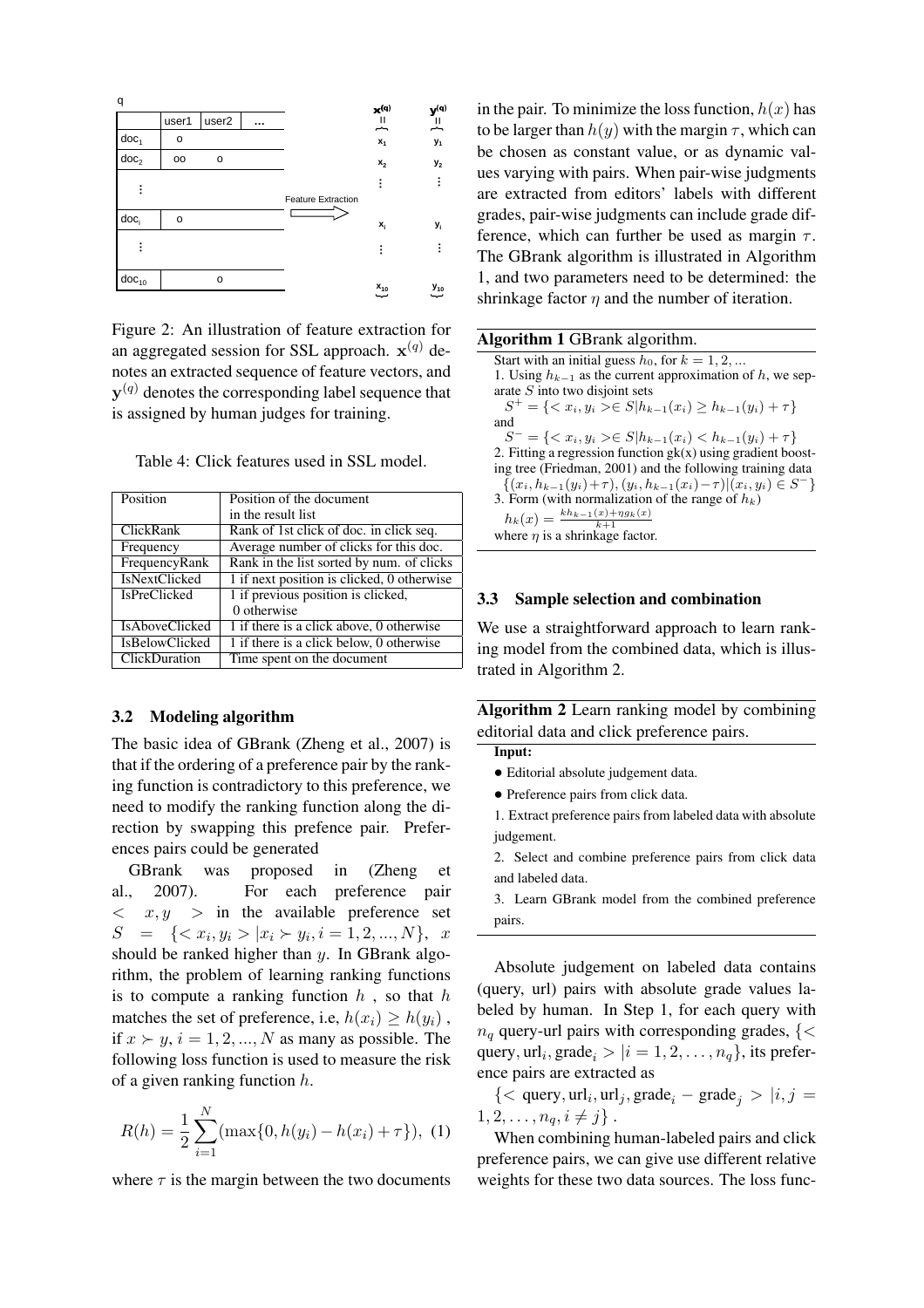Figure 2: An illustration of feature extraction for an aggregated session for SSL approach. $\mathbf{x}^{(q)}$ denotes an extracted sequence of feature vectors, and $\mathbf{y}^{(q)}$ denotes the corresponding label sequence that is assigned by human judges for training.

Table 4: Click features used in SSL model.

| Position | Position of the document in the result list |
|---|---|
| ClickRank | Rank of 1st click of doc. in click seq. |
| Frequency | Average number of clicks for this doc. |
| FrequencyRank | Rank in the list sorted by num. of clicks |
| IsNextClicked | 1 if next position is clicked, 0 otherwise |
| IsPreClicked | 1 if previous position is clicked, 0 otherwise |
| IsAboveClicked | 1 if there is a click above, 0 otherwise |
| IsBelowClicked | 1 if there is a click below, 0 otherwise |
| ClickDuration | Time spent on the document |

### 3.2 Modeling algorithm

The basic idea of GBrank (Zheng et al., 2007) is that if the ordering of a preference pair by the ranking function is contradictory to this preference, we need to modify the ranking function along the direction by swapping this prefence pair. Preferences pairs could be generated

GBrank was proposed in (Zheng et al., 2007). For each preference pair $< x, y >$ in the available preference set $S = \{< x_i, y_i > | x_i \succ y_i, i = 1, 2, ..., N\}$, $x$ should be ranked higher than $y$. In GBrank algorithm, the problem of learning ranking functions is to compute a ranking function $h$ , so that $h$ matches the set of preference, i.e, $h(x_i) \geq h(y_i)$ , if $x \succ y, i = 1, 2, ..., N$ as many as possible. The following loss function is used to measure the risk of a given ranking function $h$.

$$R(h) = \frac{1}{2}\sum_{i=1}^{N}(\max\{0, h(y_i) - h(x_i) + \tau\}), \quad (1)$$

where $\tau$ is the margin between the two documents in the pair. To minimize the loss function, $h(x)$ has to be larger than $h(y)$ with the margin $\tau$, which can be chosen as constant value, or as dynamic values varying with pairs. When pair-wise judgments are extracted from editors' labels with different grades, pair-wise judgments can include grade difference, which can further be used as margin $\tau$. The GBrank algorithm is illustrated in Algorithm 1, and two parameters need to be determined: the shrinkage factor $\eta$ and the number of iteration.

**Algorithm 1** GBrank algorithm.

Start with an initial guess $h_0$, for $k = 1, 2, ...$

1. Using $h_{k-1}$ as the current approximation of $h$, we separate $S$ into two disjoint sets
$S^+ = \{< x_i, y_i > \in S | h_{k-1}(x_i) \geq h_{k-1}(y_i) + \tau\}$
and
$S^- = \{< x_i, y_i > \in S | h_{k-1}(x_i) < h_{k-1}(y_i) + \tau\}$
2. Fitting a regression function gk(x) using gradient boosting tree (Friedman, 2001) and the following training data
$\{(x_i, h_{k-1}(y_i) + \tau), (y_i, h_{k-1}(x_i) - \tau) | (x_i, y_i) \in S^-\}$
3. Form (with normalization of the range of $h_k$)
$h_k(x) = \frac{k h_{k-1}(x) + \eta g_k(x)}{k+1}$
where $\eta$ is a shrinkage factor.

### 3.3 Sample selection and combination

We use a straightforward approach to learn ranking model from the combined data, which is illustrated in Algorithm 2.

**Algorithm 2** Learn ranking model by combining editorial data and click preference pairs.

**Input:**

- Editorial absolute judgement data.
- Preference pairs from click data.

1. Extract preference pairs from labeled data with absolute judgement.
2. Select and combine preference pairs from click data and labeled data.
3. Learn GBrank model from the combined preference pairs.

Absolute judgement on labeled data contains (query, url) pairs with absolute grade values labeled by human. In Step 1, for each query with $n_q$ query-url pairs with corresponding grades, $\{<\text{query}, \text{url}_i, \text{grade}_i > | i = 1, 2, \ldots, n_q\}$, its preference pairs are extracted as

$\{<\text{query}, \text{url}_i, \text{url}_j, \text{grade}_i - \text{grade}_j > | i, j = 1, 2, \ldots, n_q, i \neq j\}$ .

When combining human-labeled pairs and click preference pairs, we can give use different relative weights for these two data sources. The loss func-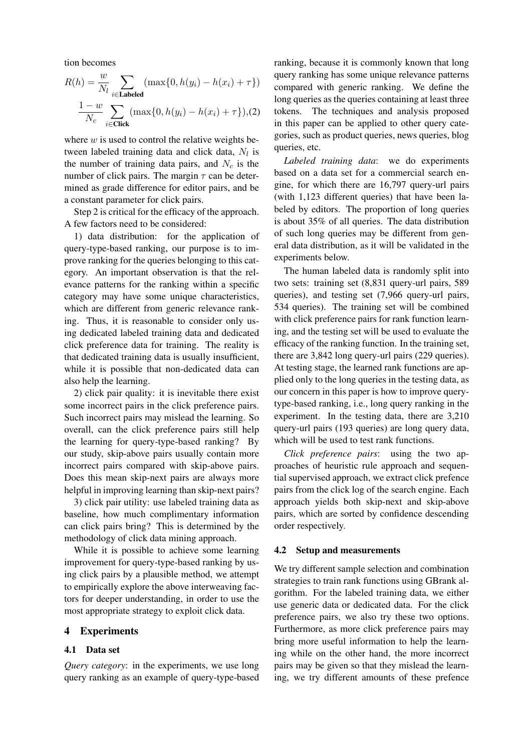tion becomes

$$R(h) = \frac{w}{N_l} \sum_{i \in \textbf{Labeled}} (\max\{0, h(y_i) - h(x_i) + \tau\})$$

$$\frac{1-w}{N_c} \sum_{i \in \textbf{Click}} (\max\{0, h(y_i) - h(x_i) + \tau\}), \quad (2)$$

where $w$ is used to control the relative weights between labeled training data and click data, $N_l$ is the number of training data pairs, and $N_c$ is the number of click pairs. The margin $\tau$ can be determined as grade difference for editor pairs, and be a constant parameter for click pairs.

Step 2 is critical for the efficacy of the approach. A few factors need to be considered:

1) data distribution: for the application of query-type-based ranking, our purpose is to improve ranking for the queries belonging to this category. An important observation is that the relevance patterns for the ranking within a specific category may have some unique characteristics, which are different from generic relevance ranking. Thus, it is reasonable to consider only using dedicated labeled training data and dedicated click preference data for training. The reality is that dedicated training data is usually insufficient, while it is possible that non-dedicated data can also help the learning.

2) click pair quality: it is inevitable there exist some incorrect pairs in the click preference pairs. Such incorrect pairs may mislead the learning. So overall, can the click preference pairs still help the learning for query-type-based ranking? By our study, skip-above pairs usually contain more incorrect pairs compared with skip-above pairs. Does this mean skip-next pairs are always more helpful in improving learning than skip-next pairs?

3) click pair utility: use labeled training data as baseline, how much complimentary information can click pairs bring? This is determined by the methodology of click data mining approach.

While it is possible to achieve some learning improvement for query-type-based ranking by using click pairs by a plausible method, we attempt to empirically explore the above interweaving factors for deeper understanding, in order to use the most appropriate strategy to exploit click data.

## 4 Experiments

### 4.1 Data set

*Query category*: in the experiments, we use long query ranking as an example of query-type-based ranking, because it is commonly known that long query ranking has some unique relevance patterns compared with generic ranking. We define the long queries as the queries containing at least three tokens. The techniques and analysis proposed in this paper can be applied to other query categories, such as product queries, news queries, blog queries, etc.

*Labeled training data*: we do experiments based on a data set for a commercial search engine, for which there are 16,797 query-url pairs (with 1,123 different queries) that have been labeled by editors. The proportion of long queries is about 35% of all queries. The data distribution of such long queries may be different from general data distribution, as it will be validated in the experiments below.

The human labeled data is randomly split into two sets: training set (8,831 query-url pairs, 589 queries), and testing set (7,966 query-url pairs, 534 queries). The training set will be combined with click preference pairs for rank function learning, and the testing set will be used to evaluate the efficacy of the ranking function. In the training set, there are 3,842 long query-url pairs (229 queries). At testing stage, the learned rank functions are applied only to the long queries in the testing data, as our concern in this paper is how to improve query-type-based ranking, i.e., long query ranking in the experiment. In the testing data, there are 3,210 query-url pairs (193 queries) are long query data, which will be used to test rank functions.

*Click preference pairs*: using the two approaches of heuristic rule approach and sequential supervised approach, we extract click prefence pairs from the click log of the search engine. Each approach yields both skip-next and skip-above pairs, which are sorted by confidence descending order respectively.

### 4.2 Setup and measurements

We try different sample selection and combination strategies to train rank functions using GBrank algorithm. For the labeled training data, we either use generic data or dedicated data. For the click preference pairs, we also try these two options. Furthermore, as more click preference pairs may bring more useful information to help the learning while on the other hand, the more incorrect pairs may be given so that they mislead the learning, we try different amounts of these prefence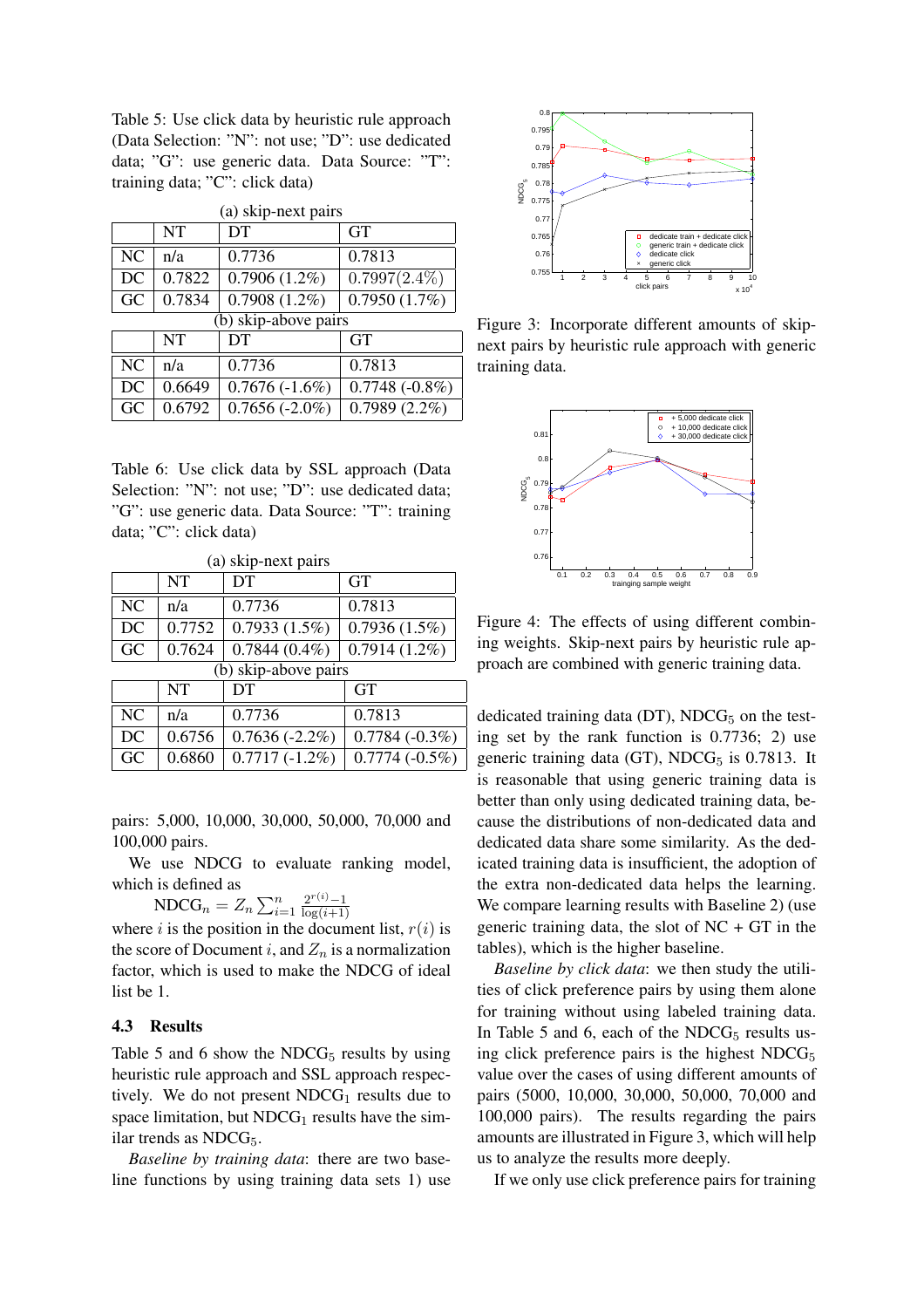Table 5: Use click data by heuristic rule approach (Data Selection: "N": not use; "D": use dedicated data; "G": use generic data. Data Source: "T": training data; "C": click data)

(a) skip-next pairs

| | NT | DT | GT |
|---|---|---|---|
| NC | n/a | 0.7736 | 0.7813 |
| DC | 0.7822 | 0.7906 (1.2%) | 0.7997(2.4%) |
| GC | 0.7834 | 0.7908 (1.2%) | 0.7950 (1.7%) |

(b) skip-above pairs

| | NT | DT | GT |
|---|---|---|---|
| NC | n/a | 0.7736 | 0.7813 |
| DC | 0.6649 | 0.7676 (-1.6%) | 0.7748 (-0.8%) |
| GC | 0.6792 | 0.7656 (-2.0%) | 0.7989 (2.2%) |

Table 6: Use click data by SSL approach (Data Selection: "N": not use; "D": use dedicated data; "G": use generic data. Data Source: "T": training data; "C": click data)

(a) skip-next pairs

| | NT | DT | GT |
|---|---|---|---|
| NC | n/a | 0.7736 | 0.7813 |
| DC | 0.7752 | 0.7933 (1.5%) | 0.7936 (1.5%) |
| GC | 0.7624 | 0.7844 (0.4%) | 0.7914 (1.2%) |

(b) skip-above pairs

| | NT | DT | GT |
|---|---|---|---|
| NC | n/a | 0.7736 | 0.7813 |
| DC | 0.6756 | 0.7636 (-2.2%) | 0.7784 (-0.3%) |
| GC | 0.6860 | 0.7717 (-1.2%) | 0.7774 (-0.5%) |

pairs: 5,000, 10,000, 30,000, 50,000, 70,000 and 100,000 pairs.

We use NDCG to evaluate ranking model, which is defined as

$$\mathrm{NDCG}_n = Z_n \sum_{i=1}^{n} \frac{2^{r(i)}-1}{\log(i+1)}$$

where $i$ is the position in the document list, $r(i)$ is the score of Document $i$, and $Z_n$ is a normalization factor, which is used to make the NDCG of ideal list be 1.

### 4.3 Results

Table 5 and 6 show the $\mathrm{NDCG}_5$ results by using heuristic rule approach and SSL approach respectively. We do not present $\mathrm{NDCG}_1$ results due to space limitation, but $\mathrm{NDCG}_1$ results have the similar trends as $\mathrm{NDCG}_5$.

*Baseline by training data*: there are two baseline functions by using training data sets 1) use dedicated training data (DT), $\mathrm{NDCG}_5$ on the testing set by the rank function is 0.7736; 2) use generic training data (GT), $\mathrm{NDCG}_5$ is 0.7813. It is reasonable that using generic training data is better than only using dedicated training data, because the distributions of non-dedicated data and dedicated data share some similarity. As the dedicated training data is insufficient, the adoption of the extra non-dedicated data helps the learning. We compare learning results with Baseline 2) (use generic training data, the slot of NC + GT in the tables), which is the higher baseline.

*Baseline by click data*: we then study the utilities of click preference pairs by using them alone for training without using labeled training data. In Table 5 and 6, each of the $\mathrm{NDCG}_5$ results using click preference pairs is the highest $\mathrm{NDCG}_5$ value over the cases of using different amounts of pairs (5000, 10,000, 30,000, 50,000, 70,000 and 100,000 pairs). The results regarding the pairs amounts are illustrated in Figure 3, which will help us to analyze the results more deeply.

If we only use click preference pairs for training

Figure 3: Incorporate different amounts of skip-next pairs by heuristic rule approach with generic training data.

Figure 4: The effects of using different combining weights. Skip-next pairs by heuristic rule approach are combined with generic training data.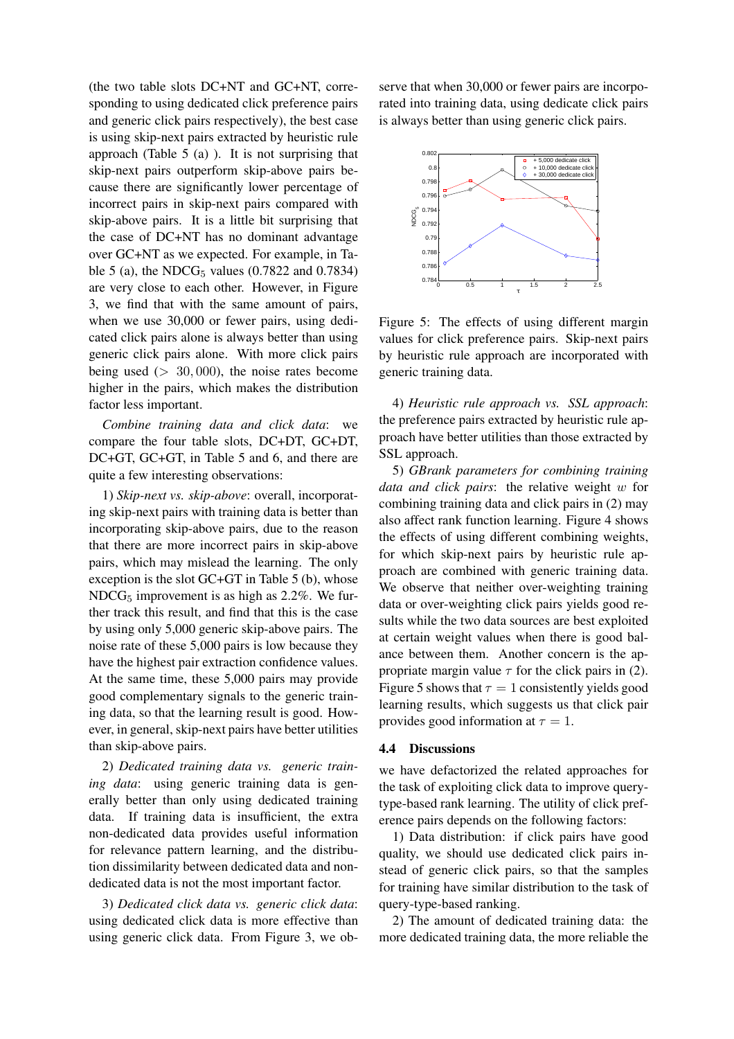(the two table slots DC+NT and GC+NT, corresponding to using dedicated click preference pairs and generic click pairs respectively), the best case is using skip-next pairs extracted by heuristic rule approach (Table 5 (a) ). It is not surprising that skip-next pairs outperform skip-above pairs because there are significantly lower percentage of incorrect pairs in skip-next pairs compared with skip-above pairs. It is a little bit surprising that the case of DC+NT has no dominant advantage over GC+NT as we expected. For example, in Table 5 (a), the $NDCG_5$ values (0.7822 and 0.7834) are very close to each other. However, in Figure 3, we find that with the same amount of pairs, when we use 30,000 or fewer pairs, using dedicated click pairs alone is always better than using generic click pairs alone. With more click pairs being used ($> 30,000$), the noise rates become higher in the pairs, which makes the distribution factor less important.

*Combine training data and click data*: we compare the four table slots, DC+DT, GC+DT, DC+GT, GC+GT, in Table 5 and 6, and there are quite a few interesting observations:

1) *Skip-next vs. skip-above*: overall, incorporating skip-next pairs with training data is better than incorporating skip-above pairs, due to the reason that there are more incorrect pairs in skip-above pairs, which may mislead the learning. The only exception is the slot GC+GT in Table 5 (b), whose $NDCG_5$ improvement is as high as 2.2%. We further track this result, and find that this is the case by using only 5,000 generic skip-above pairs. The noise rate of these 5,000 pairs is low because they have the highest pair extraction confidence values. At the same time, these 5,000 pairs may provide good complementary signals to the generic training data, so that the learning result is good. However, in general, skip-next pairs have better utilities than skip-above pairs.

2) *Dedicated training data vs. generic training data*: using generic training data is generally better than only using dedicated training data. If training data is insufficient, the extra non-dedicated data provides useful information for relevance pattern learning, and the distribution dissimilarity between dedicated data and non-dedicated data is not the most important factor.

3) *Dedicated click data vs. generic click data*: using dedicated click data is more effective than using generic click data. From Figure 3, we observe that when 30,000 or fewer pairs are incorporated into training data, using dedicate click pairs is always better than using generic click pairs.

Figure 5: The effects of using different margin values for click preference pairs. Skip-next pairs by heuristic rule approach are incorporated with generic training data.

4) *Heuristic rule approach vs. SSL approach*: the preference pairs extracted by heuristic rule approach have better utilities than those extracted by SSL approach.

5) *GBrank parameters for combining training data and click pairs*: the relative weight $w$ for combining training data and click pairs in (2) may also affect rank function learning. Figure 4 shows the effects of using different combining weights, for which skip-next pairs by heuristic rule approach are combined with generic training data. We observe that neither over-weighting training data or over-weighting click pairs yields good results while the two data sources are best exploited at certain weight values when there is good balance between them. Another concern is the appropriate margin value $\tau$ for the click pairs in (2). Figure 5 shows that $\tau = 1$ consistently yields good learning results, which suggests us that click pair provides good information at $\tau = 1$.

### 4.4 Discussions

we have defactorized the related approaches for the task of exploiting click data to improve query-type-based rank learning. The utility of click preference pairs depends on the following factors:

1) Data distribution: if click pairs have good quality, we should use dedicated click pairs instead of generic click pairs, so that the samples for training have similar distribution to the task of query-type-based ranking.

2) The amount of dedicated training data: the more dedicated training data, the more reliable the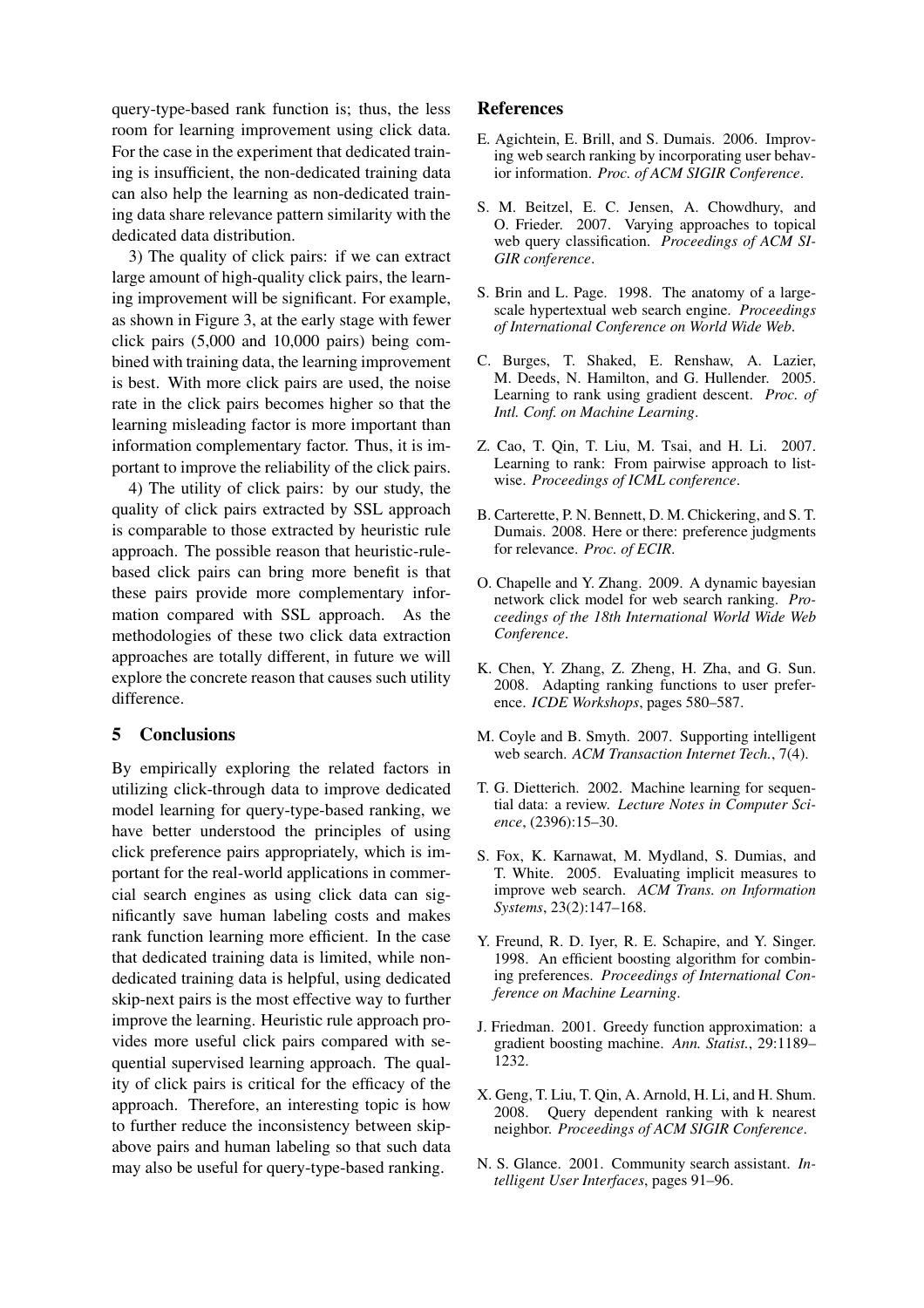query-type-based rank function is; thus, the less room for learning improvement using click data. For the case in the experiment that dedicated training is insufficient, the non-dedicated training data can also help the learning as non-dedicated training data share relevance pattern similarity with the dedicated data distribution.

3) The quality of click pairs: if we can extract large amount of high-quality click pairs, the learning improvement will be significant. For example, as shown in Figure 3, at the early stage with fewer click pairs (5,000 and 10,000 pairs) being combined with training data, the learning improvement is best. With more click pairs are used, the noise rate in the click pairs becomes higher so that the learning misleading factor is more important than information complementary factor. Thus, it is important to improve the reliability of the click pairs.

4) The utility of click pairs: by our study, the quality of click pairs extracted by SSL approach is comparable to those extracted by heuristic rule approach. The possible reason that heuristic-rule-based click pairs can bring more benefit is that these pairs provide more complementary information compared with SSL approach. As the methodologies of these two click data extraction approaches are totally different, in future we will explore the concrete reason that causes such utility difference.

## 5 Conclusions

By empirically exploring the related factors in utilizing click-through data to improve dedicated model learning for query-type-based ranking, we have better understood the principles of using click preference pairs appropriately, which is important for the real-world applications in commercial search engines as using click data can significantly save human labeling costs and makes rank function learning more efficient. In the case that dedicated training data is limited, while non-dedicated training data is helpful, using dedicated skip-next pairs is the most effective way to further improve the learning. Heuristic rule approach provides more useful click pairs compared with sequential supervised learning approach. The quality of click pairs is critical for the efficacy of the approach. Therefore, an interesting topic is how to further reduce the inconsistency between skip-above pairs and human labeling so that such data may also be useful for query-type-based ranking.

## References

E. Agichtein, E. Brill, and S. Dumais. 2006. Improving web search ranking by incorporating user behavior information. *Proc. of ACM SIGIR Conference*.

S. M. Beitzel, E. C. Jensen, A. Chowdhury, and O. Frieder. 2007. Varying approaches to topical web query classification. *Proceedings of ACM SIGIR conference*.

S. Brin and L. Page. 1998. The anatomy of a large-scale hypertextual web search engine. *Proceedings of International Conference on World Wide Web*.

C. Burges, T. Shaked, E. Renshaw, A. Lazier, M. Deeds, N. Hamilton, and G. Hullender. 2005. Learning to rank using gradient descent. *Proc. of Intl. Conf. on Machine Learning*.

Z. Cao, T. Qin, T. Liu, M. Tsai, and H. Li. 2007. Learning to rank: From pairwise approach to listwise. *Proceedings of ICML conference*.

B. Carterette, P. N. Bennett, D. M. Chickering, and S. T. Dumais. 2008. Here or there: preference judgments for relevance. *Proc. of ECIR*.

O. Chapelle and Y. Zhang. 2009. A dynamic bayesian network click model for web search ranking. *Proceedings of the 18th International World Wide Web Conference*.

K. Chen, Y. Zhang, Z. Zheng, H. Zha, and G. Sun. 2008. Adapting ranking functions to user preference. *ICDE Workshops*, pages 580–587.

M. Coyle and B. Smyth. 2007. Supporting intelligent web search. *ACM Transaction Internet Tech.*, 7(4).

T. G. Dietterich. 2002. Machine learning for sequential data: a review. *Lecture Notes in Computer Science*, (2396):15–30.

S. Fox, K. Karnawat, M. Mydland, S. Dumias, and T. White. 2005. Evaluating implicit measures to improve web search. *ACM Trans. on Information Systems*, 23(2):147–168.

Y. Freund, R. D. Iyer, R. E. Schapire, and Y. Singer. 1998. An efficient boosting algorithm for combining preferences. *Proceedings of International Conference on Machine Learning*.

J. Friedman. 2001. Greedy function approximation: a gradient boosting machine. *Ann. Statist.*, 29:1189–1232.

X. Geng, T. Liu, T. Qin, A. Arnold, H. Li, and H. Shum. 2008. Query dependent ranking with k nearest neighbor. *Proceedings of ACM SIGIR Conference*.

N. S. Glance. 2001. Community search assistant. *Intelligent User Interfaces*, pages 91–96.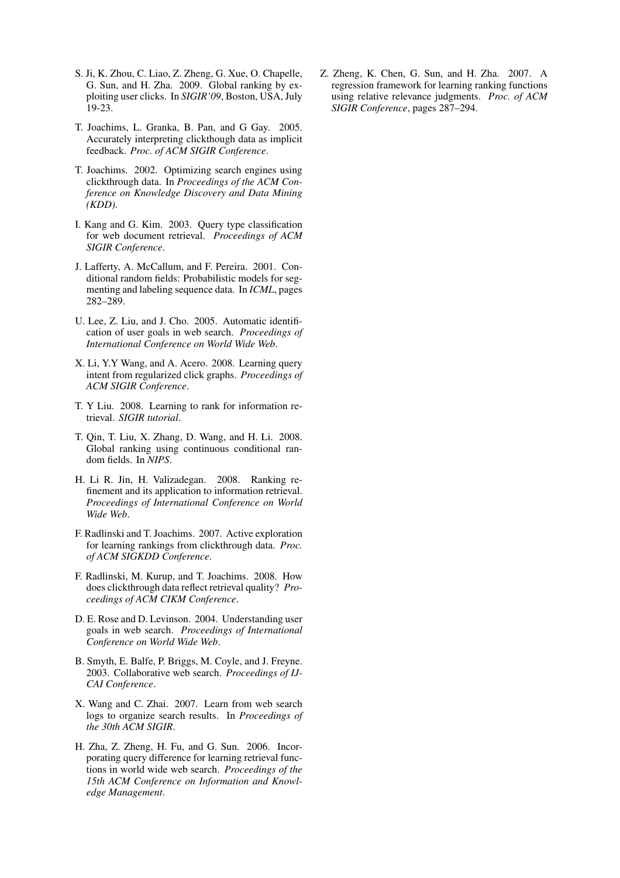S. Ji, K. Zhou, C. Liao, Z. Zheng, G. Xue, O. Chapelle, G. Sun, and H. Zha. 2009. Global ranking by exploiting user clicks. In *SIGIR'09*, Boston, USA, July 19-23.

T. Joachims, L. Granka, B. Pan, and G Gay. 2005. Accurately interpreting clickthough data as implicit feedback. *Proc. of ACM SIGIR Conference*.

T. Joachims. 2002. Optimizing search engines using clickthrough data. In *Proceedings of the ACM Conference on Knowledge Discovery and Data Mining (KDD)*.

I. Kang and G. Kim. 2003. Query type classification for web document retrieval. *Proceedings of ACM SIGIR Conference*.

J. Lafferty, A. McCallum, and F. Pereira. 2001. Conditional random fields: Probabilistic models for segmenting and labeling sequence data. In *ICML*, pages 282–289.

U. Lee, Z. Liu, and J. Cho. 2005. Automatic identification of user goals in web search. *Proceedings of International Conference on World Wide Web*.

X. Li, Y.Y Wang, and A. Acero. 2008. Learning query intent from regularized click graphs. *Proceedings of ACM SIGIR Conference*.

T. Y Liu. 2008. Learning to rank for information retrieval. *SIGIR tutorial*.

T. Qin, T. Liu, X. Zhang, D. Wang, and H. Li. 2008. Global ranking using continuous conditional random fields. In *NIPS*.

H. Li R. Jin, H. Valizadegan. 2008. Ranking refinement and its application to information retrieval. *Proceedings of International Conference on World Wide Web*.

F. Radlinski and T. Joachims. 2007. Active exploration for learning rankings from clickthrough data. *Proc. of ACM SIGKDD Conference*.

F. Radlinski, M. Kurup, and T. Joachims. 2008. How does clickthrough data reflect retrieval quality? *Proceedings of ACM CIKM Conference*.

D. E. Rose and D. Levinson. 2004. Understanding user goals in web search. *Proceedings of International Conference on World Wide Web*.

B. Smyth, E. Balfe, P. Briggs, M. Coyle, and J. Freyne. 2003. Collaborative web search. *Proceedings of IJCAI Conference*.

X. Wang and C. Zhai. 2007. Learn from web search logs to organize search results. In *Proceedings of the 30th ACM SIGIR*.

H. Zha, Z. Zheng, H. Fu, and G. Sun. 2006. Incorporating query difference for learning retrieval functions in world wide web search. *Proceedings of the 15th ACM Conference on Information and Knowledge Management*.

Z. Zheng, K. Chen, G. Sun, and H. Zha. 2007. A regression framework for learning ranking functions using relative relevance judgments. *Proc. of ACM SIGIR Conference*, pages 287–294.